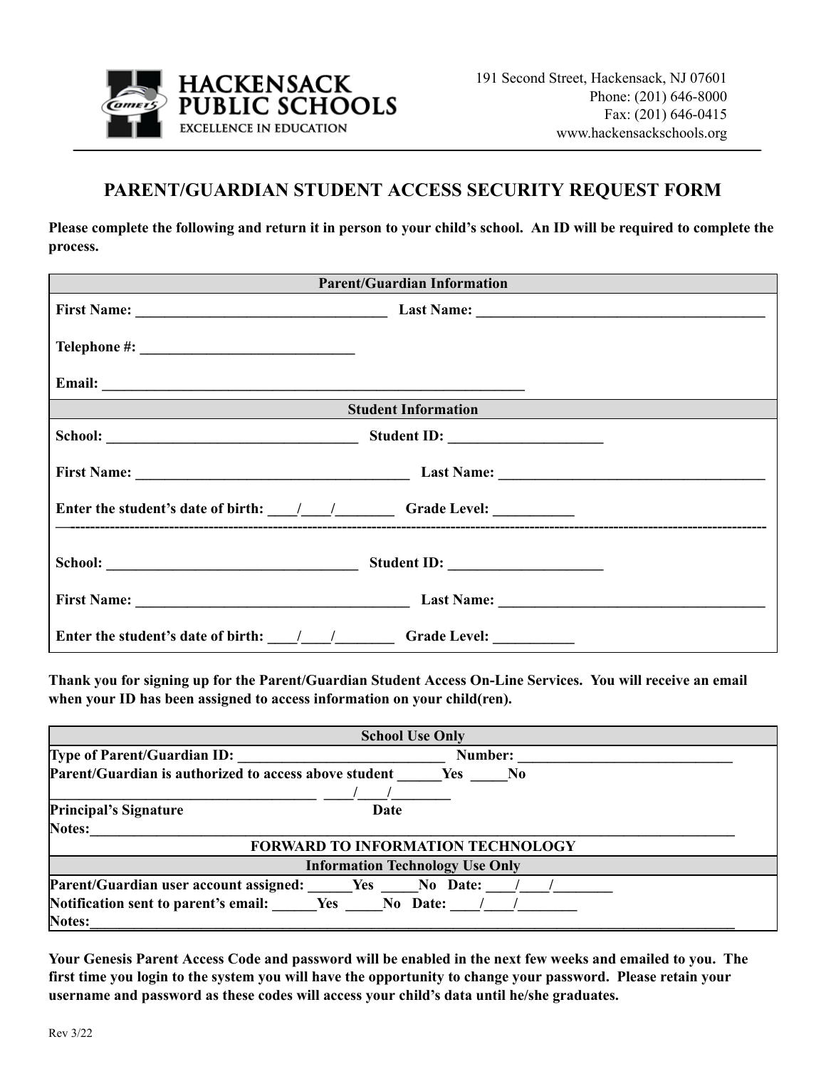**HACKENSACK PUBLIC SCHOOLS**
EXCELLENCE IN EDUCATION

191 Second Street, Hackensack, NJ 07601
Phone: (201) 646-8000
Fax: (201) 646-0415
www.hackensackschools.org

# PARENT/GUARDIAN STUDENT ACCESS SECURITY REQUEST FORM

**Please complete the following and return it in person to your child's school. An ID will be required to complete the process.**

| Parent/Guardian Information |
|---|
| **First Name:** ___________________________________ **Last Name:** ________________________________________ |
| **Telephone #:** ______________________________ |
| **Email:** ___________________________________________________________ |

| Student Information |
|---|
| **School:** ___________________________________ **Student ID:** _____________________ |
| **First Name:** ______________________________________ **Last Name:** _____________________________________ |
| **Enter the student's date of birth:** ____/____/________ **Grade Level:** ___________ |
| **School:** ___________________________________ **Student ID:** _____________________ |
| **First Name:** ______________________________________ **Last Name:** _____________________________________ |
| **Enter the student's date of birth:** ____/____/________ **Grade Level:** ___________ |

**Thank you for signing up for the Parent/Guardian Student Access On-Line Services. You will receive an email when your ID has been assigned to access information on your child(ren).**

| School Use Only |
|---|
| **Type of Parent/Guardian ID:** _____________________________ **Number:** ______________________________ |
| **Parent/Guardian is authorized to access above student** ______**Yes** _____**No** |
| ______________________________________ ____/____/________ |
| **Principal's Signature** **Date** |
| **Notes:**_____________________________________________________________________________ |
| **FORWARD TO INFORMATION TECHNOLOGY** |

| Information Technology Use Only |
|---|
| **Parent/Guardian user account assigned:** ______**Yes** _____**No** **Date:** ____/____/________ |
| **Notification sent to parent's email:** ______**Yes** _____**No** **Date:** ____/____/________ |
| **Notes:**_____________________________________________________________________________ |

**Your Genesis Parent Access Code and password will be enabled in the next few weeks and emailed to you. The first time you login to the system you will have the opportunity to change your password. Please retain your username and password as these codes will access your child's data until he/she graduates.**

Rev 3/22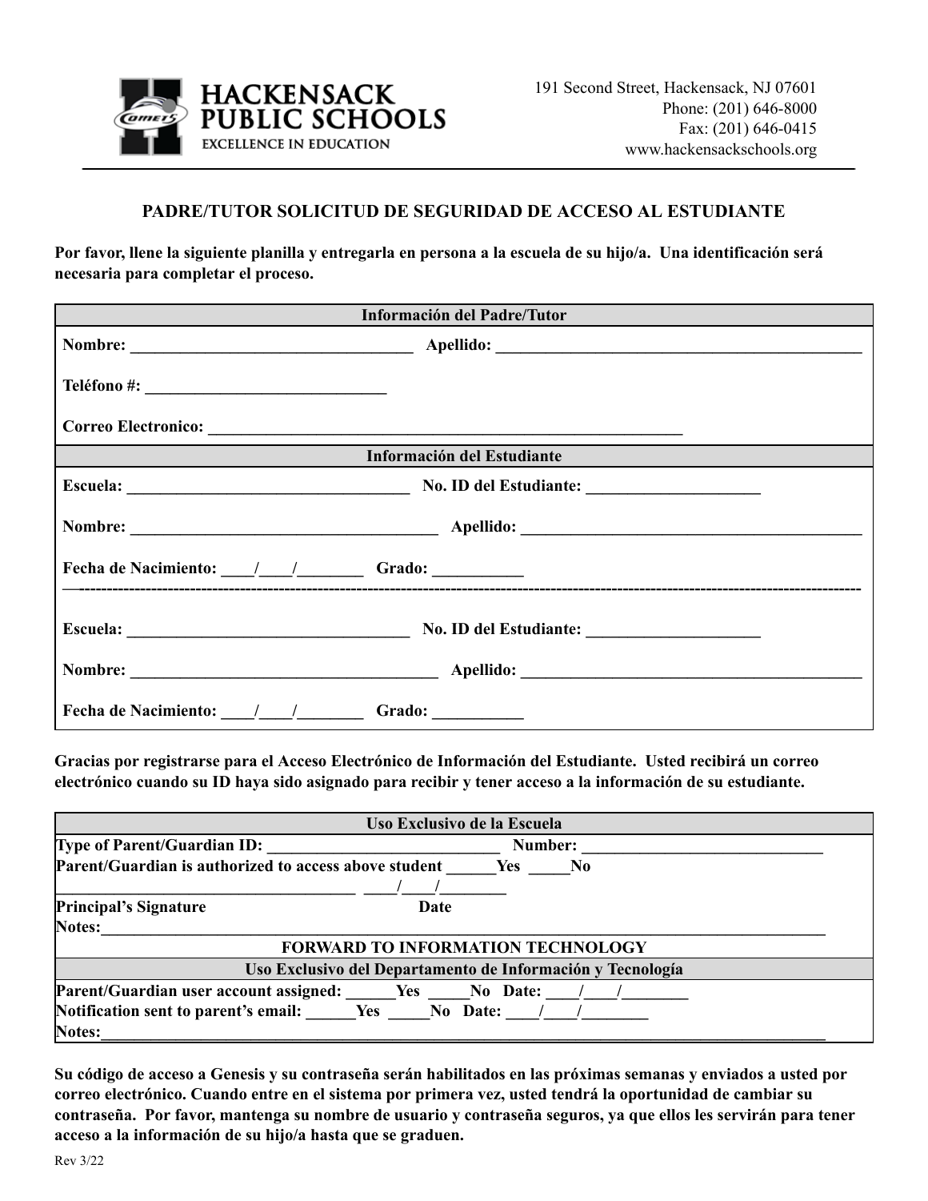HACKENSACK PUBLIC SCHOOLS
EXCELLENCE IN EDUCATION

191 Second Street, Hackensack, NJ 07601
Phone: (201) 646-8000
Fax: (201) 646-0415
www.hackensackschools.org

## PADRE/TUTOR SOLICITUD DE SEGURIDAD DE ACCESO AL ESTUDIANTE

**Por favor, llene la siguiente planilla y entregarla en persona a la escuela de su hijo/a. Una identificación será necesaria para completar el proceso.**

| Información del Padre/Tutor |
|---|
| **Nombre:** ___________________________________ **Apellido:** _______________________________________________ |
| **Teléfono #:** ______________________________ |
| **Correo Electronico:** ___________________________________________________________ |
| **Información del Estudiante** |
| **Escuela:** ___________________________________ **No. ID del Estudiante:** _____________________ |
| **Nombre:** ______________________________________ **Apellido:** ___________________________________________ |
| **Fecha de Nacimiento:** ____/____/________ **Grado:** ___________ |
| ------------------------------------------------------------------------------------------------------------ |
| **Escuela:** ___________________________________ **No. ID del Estudiante:** _____________________ |
| **Nombre:** ______________________________________ **Apellido:** ___________________________________________ |
| **Fecha de Nacimiento:** ____/____/________ **Grado:** ___________ |

**Gracias por registrarse para el Acceso Electrónico de Información del Estudiante. Usted recibirá un correo electrónico cuando su ID haya sido asignado para recibir y tener acceso a la información de su estudiante.**

| Uso Exclusivo de la Escuela |
|---|
| **Type of Parent/Guardian ID:** _____________________________ **Number:** ______________________________ |
| **Parent/Guardian is authorized to access above student** ______**Yes** _____**No** |
| _____________________________________ ____/____/________ |
| **Principal's Signature** **Date** |
| **Notes:**_____________________________________________________________________________ |
| **FORWARD TO INFORMATION TECHNOLOGY** |
| **Uso Exclusivo del Departamento de Información y Tecnología** |
| **Parent/Guardian user account assigned:** ______**Yes** _____**No** **Date:** ____/____/________ |
| **Notification sent to parent's email:** ______**Yes** _____**No** **Date:** ____/____/________ |
| **Notes:**_____________________________________________________________________________ |

**Su código de acceso a Genesis y su contraseña serán habilitados en las próximas semanas y enviados a usted por correo electrónico. Cuando entre en el sistema por primera vez, usted tendrá la oportunidad de cambiar su contraseña. Por favor, mantenga su nombre de usuario y contraseña seguros, ya que ellos les servirán para tener acceso a la información de su hijo/a hasta que se graduen.**

Rev 3/22